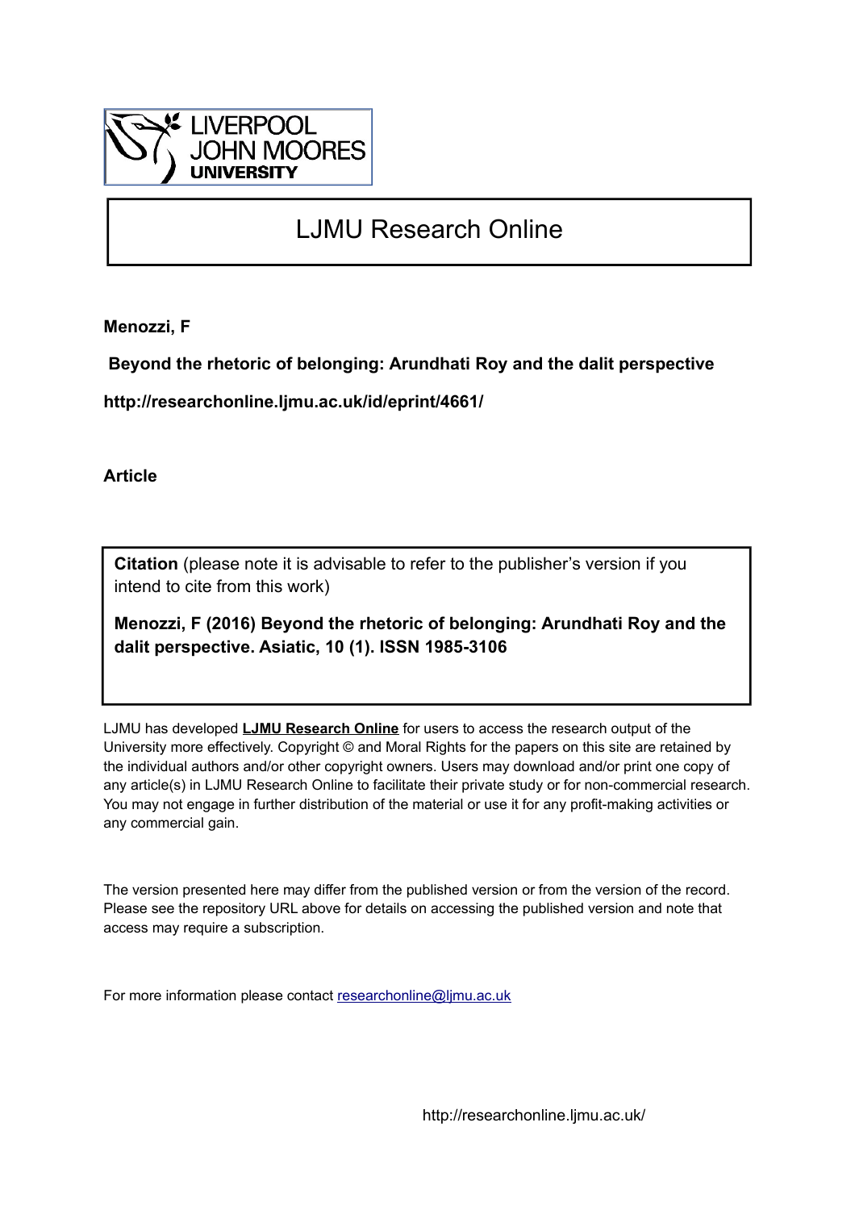LIVERPOOL
JOHN MOORES
UNIVERSITY

# LJMU Research Online

**Menozzi, F**

**Beyond the rhetoric of belonging: Arundhati Roy and the dalit perspective**

**http://researchonline.ljmu.ac.uk/id/eprint/4661/**

**Article**

**Citation** (please note it is advisable to refer to the publisher's version if you intend to cite from this work)

**Menozzi, F (2016) Beyond the rhetoric of belonging: Arundhati Roy and the dalit perspective. Asiatic, 10 (1). ISSN 1985-3106**

LJMU has developed **LJMU Research Online** for users to access the research output of the University more effectively. Copyright © and Moral Rights for the papers on this site are retained by the individual authors and/or other copyright owners. Users may download and/or print one copy of any article(s) in LJMU Research Online to facilitate their private study or for non-commercial research. You may not engage in further distribution of the material or use it for any profit-making activities or any commercial gain.

The version presented here may differ from the published version or from the version of the record. Please see the repository URL above for details on accessing the published version and note that access may require a subscription.

For more information please contact researchonline@ljmu.ac.uk

http://researchonline.ljmu.ac.uk/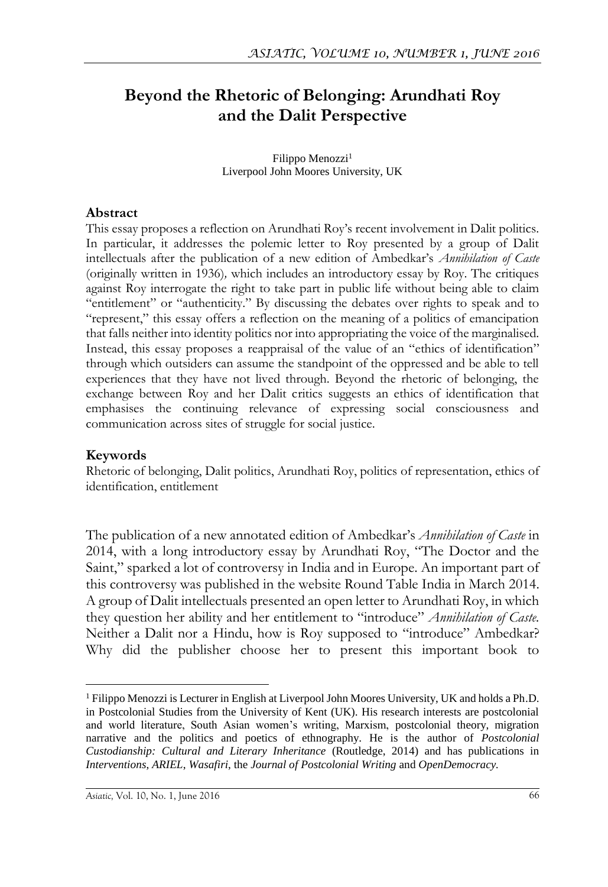# Beyond the Rhetoric of Belonging: Arundhati Roy and the Dalit Perspective

Filippo Menozzi[1]
Liverpool John Moores University, UK

### Abstract

This essay proposes a reflection on Arundhati Roy's recent involvement in Dalit politics. In particular, it addresses the polemic letter to Roy presented by a group of Dalit intellectuals after the publication of a new edition of Ambedkar's *Annihilation of Caste* (originally written in 1936), which includes an introductory essay by Roy. The critiques against Roy interrogate the right to take part in public life without being able to claim "entitlement" or "authenticity." By discussing the debates over rights to speak and to "represent," this essay offers a reflection on the meaning of a politics of emancipation that falls neither into identity politics nor into appropriating the voice of the marginalised. Instead, this essay proposes a reappraisal of the value of an "ethics of identification" through which outsiders can assume the standpoint of the oppressed and be able to tell experiences that they have not lived through. Beyond the rhetoric of belonging, the exchange between Roy and her Dalit critics suggests an ethics of identification that emphasises the continuing relevance of expressing social consciousness and communication across sites of struggle for social justice.

### Keywords

Rhetoric of belonging, Dalit politics, Arundhati Roy, politics of representation, ethics of identification, entitlement

The publication of a new annotated edition of Ambedkar's *Annihilation of Caste* in 2014, with a long introductory essay by Arundhati Roy, "The Doctor and the Saint," sparked a lot of controversy in India and in Europe. An important part of this controversy was published in the website Round Table India in March 2014. A group of Dalit intellectuals presented an open letter to Arundhati Roy, in which they question her ability and her entitlement to "introduce" *Annihilation of Caste*. Neither a Dalit nor a Hindu, how is Roy supposed to "introduce" Ambedkar? Why did the publisher choose her to present this important book to

---

[1] Filippo Menozzi is Lecturer in English at Liverpool John Moores University, UK and holds a Ph.D. in Postcolonial Studies from the University of Kent (UK). His research interests are postcolonial and world literature, South Asian women's writing, Marxism, postcolonial theory, migration narrative and the politics and poetics of ethnography. He is the author of ***Postcolonial Custodianship: Cultural and Literary Inheritance*** (Routledge, 2014) and has publications in ***Interventions***, ***ARIEL***, ***Wasafiri***, the ***Journal of Postcolonial Writing*** and ***OpenDemocracy***.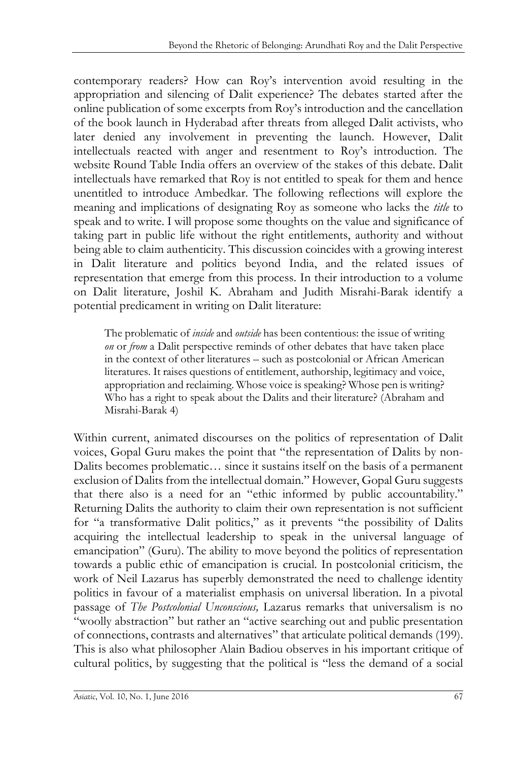contemporary readers? How can Roy's intervention avoid resulting in the appropriation and silencing of Dalit experience? The debates started after the online publication of some excerpts from Roy's introduction and the cancellation of the book launch in Hyderabad after threats from alleged Dalit activists, who later denied any involvement in preventing the launch. However, Dalit intellectuals reacted with anger and resentment to Roy's introduction. The website Round Table India offers an overview of the stakes of this debate. Dalit intellectuals have remarked that Roy is not entitled to speak for them and hence unentitled to introduce Ambedkar. The following reflections will explore the meaning and implications of designating Roy as someone who lacks the *title* to speak and to write. I will propose some thoughts on the value and significance of taking part in public life without the right entitlements, authority and without being able to claim authenticity. This discussion coincides with a growing interest in Dalit literature and politics beyond India, and the related issues of representation that emerge from this process. In their introduction to a volume on Dalit literature, Joshil K. Abraham and Judith Misrahi-Barak identify a potential predicament in writing on Dalit literature:

> The problematic of *inside* and *outside* has been contentious: the issue of writing *on* or *from* a Dalit perspective reminds of other debates that have taken place in the context of other literatures – such as postcolonial or African American literatures. It raises questions of entitlement, authorship, legitimacy and voice, appropriation and reclaiming. Whose voice is speaking? Whose pen is writing? Who has a right to speak about the Dalits and their literature? (Abraham and Misrahi-Barak 4)

Within current, animated discourses on the politics of representation of Dalit voices, Gopal Guru makes the point that "the representation of Dalits by non-Dalits becomes problematic… since it sustains itself on the basis of a permanent exclusion of Dalits from the intellectual domain." However, Gopal Guru suggests that there also is a need for an "ethic informed by public accountability." Returning Dalits the authority to claim their own representation is not sufficient for "a transformative Dalit politics," as it prevents "the possibility of Dalits acquiring the intellectual leadership to speak in the universal language of emancipation" (Guru). The ability to move beyond the politics of representation towards a public ethic of emancipation is crucial. In postcolonial criticism, the work of Neil Lazarus has superbly demonstrated the need to challenge identity politics in favour of a materialist emphasis on universal liberation. In a pivotal passage of *The Postcolonial Unconscious,* Lazarus remarks that universalism is no "woolly abstraction" but rather an "active searching out and public presentation of connections, contrasts and alternatives" that articulate political demands (199). This is also what philosopher Alain Badiou observes in his important critique of cultural politics, by suggesting that the political is "less the demand of a social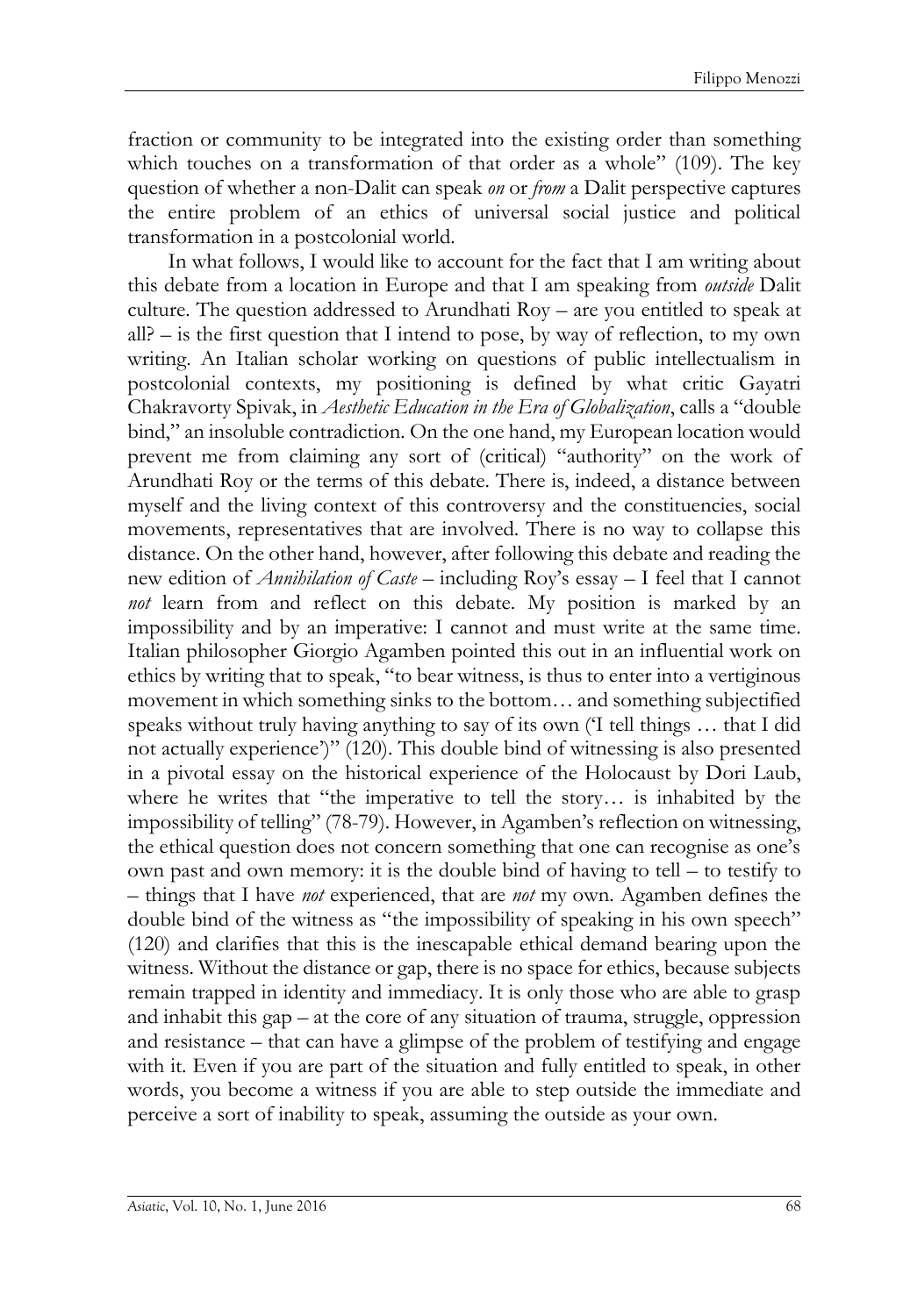fraction or community to be integrated into the existing order than something which touches on a transformation of that order as a whole" (109). The key question of whether a non-Dalit can speak *on* or *from* a Dalit perspective captures the entire problem of an ethics of universal social justice and political transformation in a postcolonial world.

In what follows, I would like to account for the fact that I am writing about this debate from a location in Europe and that I am speaking from *outside* Dalit culture. The question addressed to Arundhati Roy – are you entitled to speak at all? – is the first question that I intend to pose, by way of reflection, to my own writing. An Italian scholar working on questions of public intellectualism in postcolonial contexts, my positioning is defined by what critic Gayatri Chakravorty Spivak, in *Aesthetic Education in the Era of Globalization*, calls a "double bind," an insoluble contradiction. On the one hand, my European location would prevent me from claiming any sort of (critical) "authority" on the work of Arundhati Roy or the terms of this debate. There is, indeed, a distance between myself and the living context of this controversy and the constituencies, social movements, representatives that are involved. There is no way to collapse this distance. On the other hand, however, after following this debate and reading the new edition of *Annihilation of Caste* – including Roy's essay – I feel that I cannot *not* learn from and reflect on this debate. My position is marked by an impossibility and by an imperative: I cannot and must write at the same time. Italian philosopher Giorgio Agamben pointed this out in an influential work on ethics by writing that to speak, "to bear witness, is thus to enter into a vertiginous movement in which something sinks to the bottom… and something subjectified speaks without truly having anything to say of its own ('I tell things … that I did not actually experience')" (120). This double bind of witnessing is also presented in a pivotal essay on the historical experience of the Holocaust by Dori Laub, where he writes that "the imperative to tell the story… is inhabited by the impossibility of telling" (78-79). However, in Agamben's reflection on witnessing, the ethical question does not concern something that one can recognise as one's own past and own memory: it is the double bind of having to tell – to testify to – things that I have *not* experienced, that are *not* my own. Agamben defines the double bind of the witness as "the impossibility of speaking in his own speech" (120) and clarifies that this is the inescapable ethical demand bearing upon the witness. Without the distance or gap, there is no space for ethics, because subjects remain trapped in identity and immediacy. It is only those who are able to grasp and inhabit this gap – at the core of any situation of trauma, struggle, oppression and resistance – that can have a glimpse of the problem of testifying and engage with it. Even if you are part of the situation and fully entitled to speak, in other words, you become a witness if you are able to step outside the immediate and perceive a sort of inability to speak, assuming the outside as your own.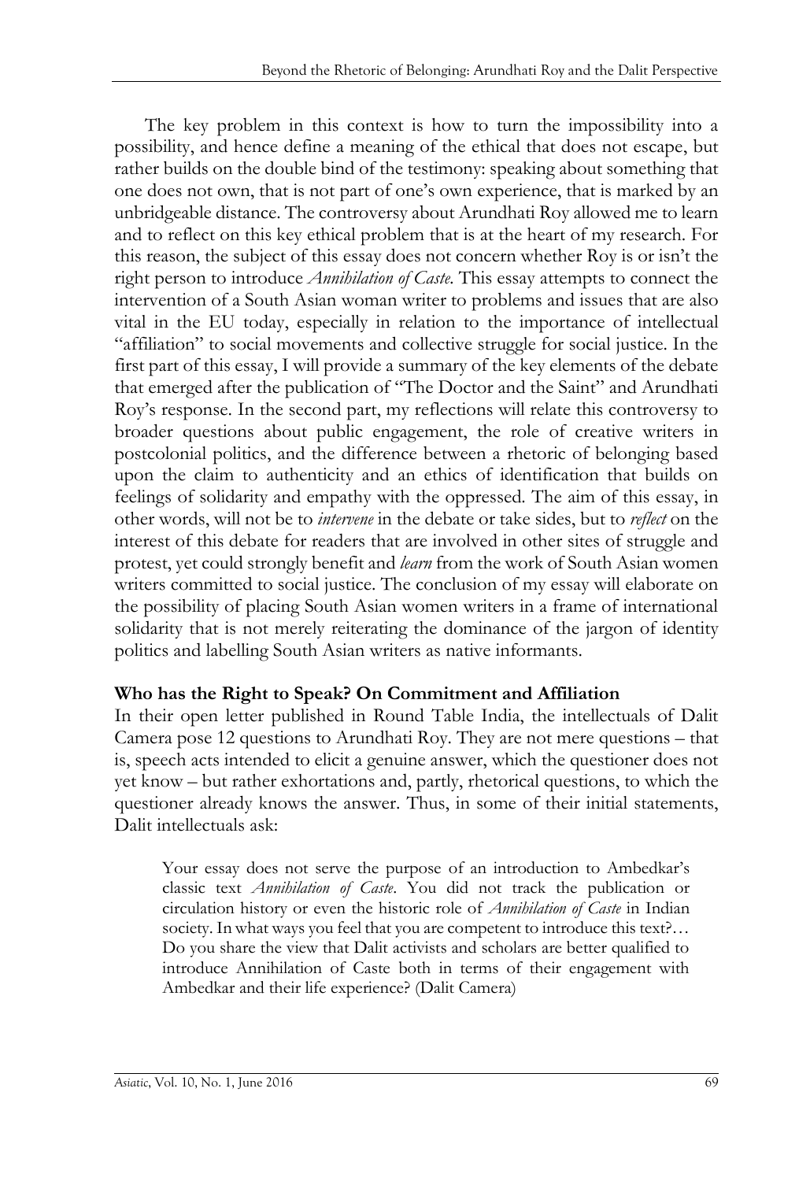The key problem in this context is how to turn the impossibility into a possibility, and hence define a meaning of the ethical that does not escape, but rather builds on the double bind of the testimony: speaking about something that one does not own, that is not part of one's own experience, that is marked by an unbridgeable distance. The controversy about Arundhati Roy allowed me to learn and to reflect on this key ethical problem that is at the heart of my research. For this reason, the subject of this essay does not concern whether Roy is or isn't the right person to introduce *Annihilation of Caste*. This essay attempts to connect the intervention of a South Asian woman writer to problems and issues that are also vital in the EU today, especially in relation to the importance of intellectual "affiliation" to social movements and collective struggle for social justice. In the first part of this essay, I will provide a summary of the key elements of the debate that emerged after the publication of "The Doctor and the Saint" and Arundhati Roy's response. In the second part, my reflections will relate this controversy to broader questions about public engagement, the role of creative writers in postcolonial politics, and the difference between a rhetoric of belonging based upon the claim to authenticity and an ethics of identification that builds on feelings of solidarity and empathy with the oppressed. The aim of this essay, in other words, will not be to *intervene* in the debate or take sides, but to *reflect* on the interest of this debate for readers that are involved in other sites of struggle and protest, yet could strongly benefit and *learn* from the work of South Asian women writers committed to social justice. The conclusion of my essay will elaborate on the possibility of placing South Asian women writers in a frame of international solidarity that is not merely reiterating the dominance of the jargon of identity politics and labelling South Asian writers as native informants.

## Who has the Right to Speak? On Commitment and Affiliation

In their open letter published in Round Table India, the intellectuals of Dalit Camera pose 12 questions to Arundhati Roy. They are not mere questions – that is, speech acts intended to elicit a genuine answer, which the questioner does not yet know – but rather exhortations and, partly, rhetorical questions, to which the questioner already knows the answer. Thus, in some of their initial statements, Dalit intellectuals ask:

> Your essay does not serve the purpose of an introduction to Ambedkar's classic text *Annihilation of Caste*. You did not track the publication or circulation history or even the historic role of *Annihilation of Caste* in Indian society. In what ways you feel that you are competent to introduce this text?… Do you share the view that Dalit activists and scholars are better qualified to introduce Annihilation of Caste both in terms of their engagement with Ambedkar and their life experience? (Dalit Camera)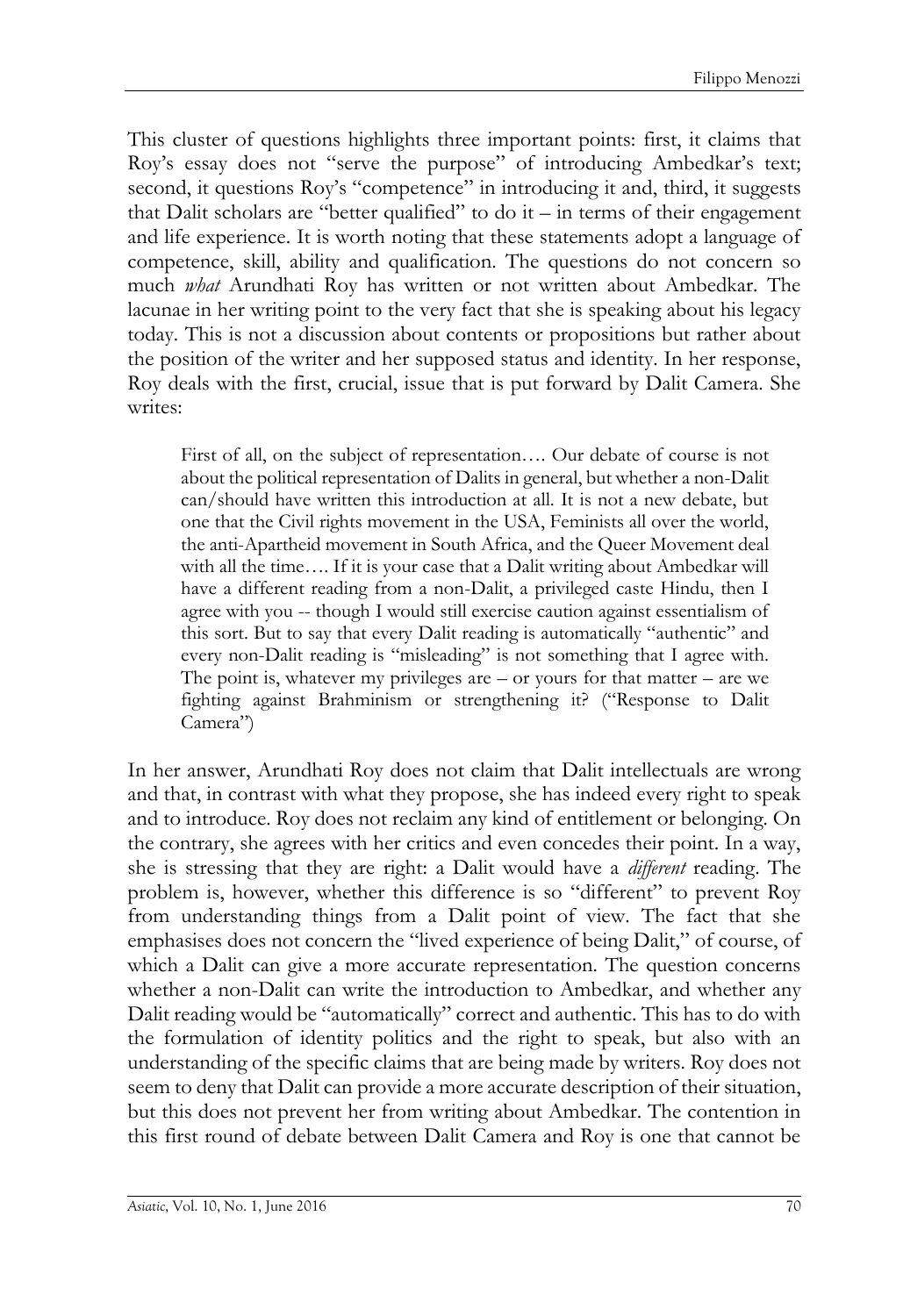This cluster of questions highlights three important points: first, it claims that Roy's essay does not "serve the purpose" of introducing Ambedkar's text; second, it questions Roy's "competence" in introducing it and, third, it suggests that Dalit scholars are "better qualified" to do it – in terms of their engagement and life experience. It is worth noting that these statements adopt a language of competence, skill, ability and qualification. The questions do not concern so much *what* Arundhati Roy has written or not written about Ambedkar. The lacunae in her writing point to the very fact that she is speaking about his legacy today. This is not a discussion about contents or propositions but rather about the position of the writer and her supposed status and identity. In her response, Roy deals with the first, crucial, issue that is put forward by Dalit Camera. She writes:

> First of all, on the subject of representation…. Our debate of course is not about the political representation of Dalits in general, but whether a non-Dalit can/should have written this introduction at all. It is not a new debate, but one that the Civil rights movement in the USA, Feminists all over the world, the anti-Apartheid movement in South Africa, and the Queer Movement deal with all the time…. If it is your case that a Dalit writing about Ambedkar will have a different reading from a non-Dalit, a privileged caste Hindu, then I agree with you -- though I would still exercise caution against essentialism of this sort. But to say that every Dalit reading is automatically "authentic" and every non-Dalit reading is "misleading" is not something that I agree with. The point is, whatever my privileges are – or yours for that matter – are we fighting against Brahminism or strengthening it? ("Response to Dalit Camera")

In her answer, Arundhati Roy does not claim that Dalit intellectuals are wrong and that, in contrast with what they propose, she has indeed every right to speak and to introduce. Roy does not reclaim any kind of entitlement or belonging. On the contrary, she agrees with her critics and even concedes their point. In a way, she is stressing that they are right: a Dalit would have a *different* reading. The problem is, however, whether this difference is so "different" to prevent Roy from understanding things from a Dalit point of view. The fact that she emphasises does not concern the "lived experience of being Dalit," of course, of which a Dalit can give a more accurate representation. The question concerns whether a non-Dalit can write the introduction to Ambedkar, and whether any Dalit reading would be "automatically" correct and authentic. This has to do with the formulation of identity politics and the right to speak, but also with an understanding of the specific claims that are being made by writers. Roy does not seem to deny that Dalit can provide a more accurate description of their situation, but this does not prevent her from writing about Ambedkar. The contention in this first round of debate between Dalit Camera and Roy is one that cannot be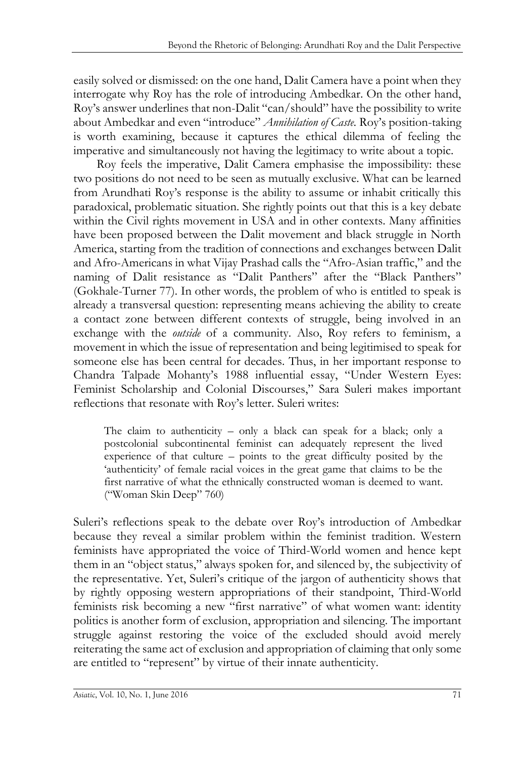easily solved or dismissed: on the one hand, Dalit Camera have a point when they interrogate why Roy has the role of introducing Ambedkar. On the other hand, Roy's answer underlines that non-Dalit "can/should" have the possibility to write about Ambedkar and even "introduce" *Annihilation of Caste.* Roy's position-taking is worth examining, because it captures the ethical dilemma of feeling the imperative and simultaneously not having the legitimacy to write about a topic.

Roy feels the imperative, Dalit Camera emphasise the impossibility: these two positions do not need to be seen as mutually exclusive. What can be learned from Arundhati Roy's response is the ability to assume or inhabit critically this paradoxical, problematic situation. She rightly points out that this is a key debate within the Civil rights movement in USA and in other contexts. Many affinities have been proposed between the Dalit movement and black struggle in North America, starting from the tradition of connections and exchanges between Dalit and Afro-Americans in what Vijay Prashad calls the "Afro-Asian traffic," and the naming of Dalit resistance as "Dalit Panthers" after the "Black Panthers" (Gokhale-Turner 77). In other words, the problem of who is entitled to speak is already a transversal question: representing means achieving the ability to create a contact zone between different contexts of struggle, being involved in an exchange with the *outside* of a community. Also, Roy refers to feminism, a movement in which the issue of representation and being legitimised to speak for someone else has been central for decades. Thus, in her important response to Chandra Talpade Mohanty's 1988 influential essay, "Under Western Eyes: Feminist Scholarship and Colonial Discourses," Sara Suleri makes important reflections that resonate with Roy's letter. Suleri writes:

> The claim to authenticity – only a black can speak for a black; only a postcolonial subcontinental feminist can adequately represent the lived experience of that culture – points to the great difficulty posited by the 'authenticity' of female racial voices in the great game that claims to be the first narrative of what the ethnically constructed woman is deemed to want. ("Woman Skin Deep" 760)

Suleri's reflections speak to the debate over Roy's introduction of Ambedkar because they reveal a similar problem within the feminist tradition. Western feminists have appropriated the voice of Third-World women and hence kept them in an "object status," always spoken for, and silenced by, the subjectivity of the representative. Yet, Suleri's critique of the jargon of authenticity shows that by rightly opposing western appropriations of their standpoint, Third-World feminists risk becoming a new "first narrative" of what women want: identity politics is another form of exclusion, appropriation and silencing. The important struggle against restoring the voice of the excluded should avoid merely reiterating the same act of exclusion and appropriation of claiming that only some are entitled to "represent" by virtue of their innate authenticity.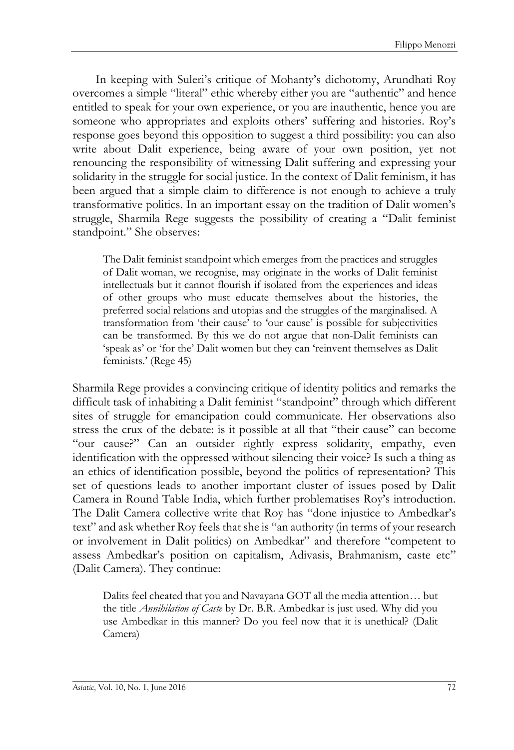In keeping with Suleri's critique of Mohanty's dichotomy, Arundhati Roy overcomes a simple "literal" ethic whereby either you are "authentic" and hence entitled to speak for your own experience, or you are inauthentic, hence you are someone who appropriates and exploits others' suffering and histories. Roy's response goes beyond this opposition to suggest a third possibility: you can also write about Dalit experience, being aware of your own position, yet not renouncing the responsibility of witnessing Dalit suffering and expressing your solidarity in the struggle for social justice. In the context of Dalit feminism, it has been argued that a simple claim to difference is not enough to achieve a truly transformative politics. In an important essay on the tradition of Dalit women's struggle, Sharmila Rege suggests the possibility of creating a "Dalit feminist standpoint." She observes:

> The Dalit feminist standpoint which emerges from the practices and struggles of Dalit woman, we recognise, may originate in the works of Dalit feminist intellectuals but it cannot flourish if isolated from the experiences and ideas of other groups who must educate themselves about the histories, the preferred social relations and utopias and the struggles of the marginalised. A transformation from 'their cause' to 'our cause' is possible for subjectivities can be transformed. By this we do not argue that non-Dalit feminists can 'speak as' or 'for the' Dalit women but they can 'reinvent themselves as Dalit feminists.' (Rege 45)

Sharmila Rege provides a convincing critique of identity politics and remarks the difficult task of inhabiting a Dalit feminist "standpoint" through which different sites of struggle for emancipation could communicate. Her observations also stress the crux of the debate: is it possible at all that "their cause" can become "our cause?" Can an outsider rightly express solidarity, empathy, even identification with the oppressed without silencing their voice? Is such a thing as an ethics of identification possible, beyond the politics of representation? This set of questions leads to another important cluster of issues posed by Dalit Camera in Round Table India, which further problematises Roy's introduction. The Dalit Camera collective write that Roy has "done injustice to Ambedkar's text" and ask whether Roy feels that she is "an authority (in terms of your research or involvement in Dalit politics) on Ambedkar" and therefore "competent to assess Ambedkar's position on capitalism, Adivasis, Brahmanism, caste etc" (Dalit Camera). They continue:

> Dalits feel cheated that you and Navayana GOT all the media attention… but the title *Annihilation of Caste* by Dr. B.R. Ambedkar is just used. Why did you use Ambedkar in this manner? Do you feel now that it is unethical? (Dalit Camera)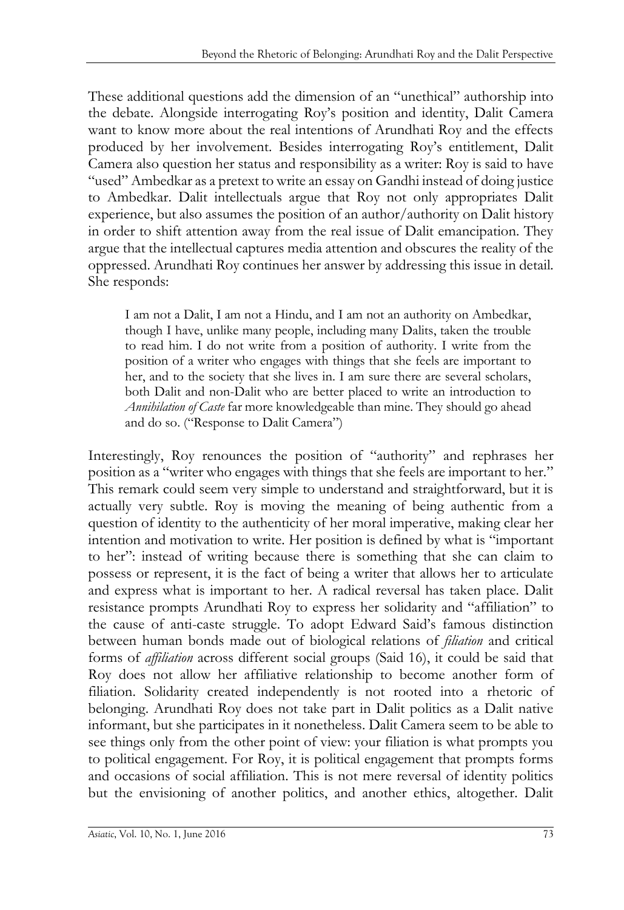These additional questions add the dimension of an "unethical" authorship into the debate. Alongside interrogating Roy's position and identity, Dalit Camera want to know more about the real intentions of Arundhati Roy and the effects produced by her involvement. Besides interrogating Roy's entitlement, Dalit Camera also question her status and responsibility as a writer: Roy is said to have "used" Ambedkar as a pretext to write an essay on Gandhi instead of doing justice to Ambedkar. Dalit intellectuals argue that Roy not only appropriates Dalit experience, but also assumes the position of an author/authority on Dalit history in order to shift attention away from the real issue of Dalit emancipation. They argue that the intellectual captures media attention and obscures the reality of the oppressed. Arundhati Roy continues her answer by addressing this issue in detail. She responds:

> I am not a Dalit, I am not a Hindu, and I am not an authority on Ambedkar, though I have, unlike many people, including many Dalits, taken the trouble to read him. I do not write from a position of authority. I write from the position of a writer who engages with things that she feels are important to her, and to the society that she lives in. I am sure there are several scholars, both Dalit and non-Dalit who are better placed to write an introduction to *Annihilation of Caste* far more knowledgeable than mine. They should go ahead and do so. ("Response to Dalit Camera")

Interestingly, Roy renounces the position of "authority" and rephrases her position as a "writer who engages with things that she feels are important to her." This remark could seem very simple to understand and straightforward, but it is actually very subtle. Roy is moving the meaning of being authentic from a question of identity to the authenticity of her moral imperative, making clear her intention and motivation to write. Her position is defined by what is "important to her": instead of writing because there is something that she can claim to possess or represent, it is the fact of being a writer that allows her to articulate and express what is important to her. A radical reversal has taken place. Dalit resistance prompts Arundhati Roy to express her solidarity and "affiliation" to the cause of anti-caste struggle. To adopt Edward Said's famous distinction between human bonds made out of biological relations of *filiation* and critical forms of *affiliation* across different social groups (Said 16), it could be said that Roy does not allow her affiliative relationship to become another form of filiation. Solidarity created independently is not rooted into a rhetoric of belonging. Arundhati Roy does not take part in Dalit politics as a Dalit native informant, but she participates in it nonetheless. Dalit Camera seem to be able to see things only from the other point of view: your filiation is what prompts you to political engagement. For Roy, it is political engagement that prompts forms and occasions of social affiliation. This is not mere reversal of identity politics but the envisioning of another politics, and another ethics, altogether. Dalit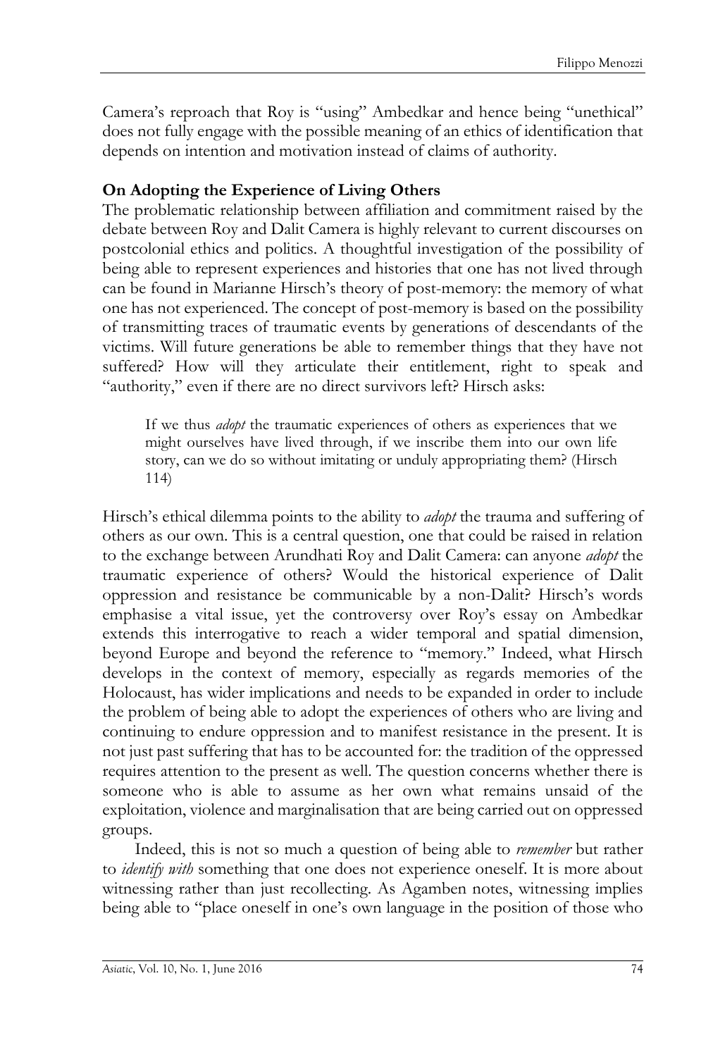Camera's reproach that Roy is "using" Ambedkar and hence being "unethical" does not fully engage with the possible meaning of an ethics of identification that depends on intention and motivation instead of claims of authority.

**On Adopting the Experience of Living Others**

The problematic relationship between affiliation and commitment raised by the debate between Roy and Dalit Camera is highly relevant to current discourses on postcolonial ethics and politics. A thoughtful investigation of the possibility of being able to represent experiences and histories that one has not lived through can be found in Marianne Hirsch's theory of post-memory: the memory of what one has not experienced. The concept of post-memory is based on the possibility of transmitting traces of traumatic events by generations of descendants of the victims. Will future generations be able to remember things that they have not suffered? How will they articulate their entitlement, right to speak and "authority," even if there are no direct survivors left? Hirsch asks:

> If we thus *adopt* the traumatic experiences of others as experiences that we might ourselves have lived through, if we inscribe them into our own life story, can we do so without imitating or unduly appropriating them? (Hirsch 114)

Hirsch's ethical dilemma points to the ability to *adopt* the trauma and suffering of others as our own. This is a central question, one that could be raised in relation to the exchange between Arundhati Roy and Dalit Camera: can anyone *adopt* the traumatic experience of others? Would the historical experience of Dalit oppression and resistance be communicable by a non-Dalit? Hirsch's words emphasise a vital issue, yet the controversy over Roy's essay on Ambedkar extends this interrogative to reach a wider temporal and spatial dimension, beyond Europe and beyond the reference to "memory." Indeed, what Hirsch develops in the context of memory, especially as regards memories of the Holocaust, has wider implications and needs to be expanded in order to include the problem of being able to adopt the experiences of others who are living and continuing to endure oppression and to manifest resistance in the present. It is not just past suffering that has to be accounted for: the tradition of the oppressed requires attention to the present as well. The question concerns whether there is someone who is able to assume as her own what remains unsaid of the exploitation, violence and marginalisation that are being carried out on oppressed groups.

Indeed, this is not so much a question of being able to *remember* but rather to *identify with* something that one does not experience oneself. It is more about witnessing rather than just recollecting. As Agamben notes, witnessing implies being able to "place oneself in one's own language in the position of those who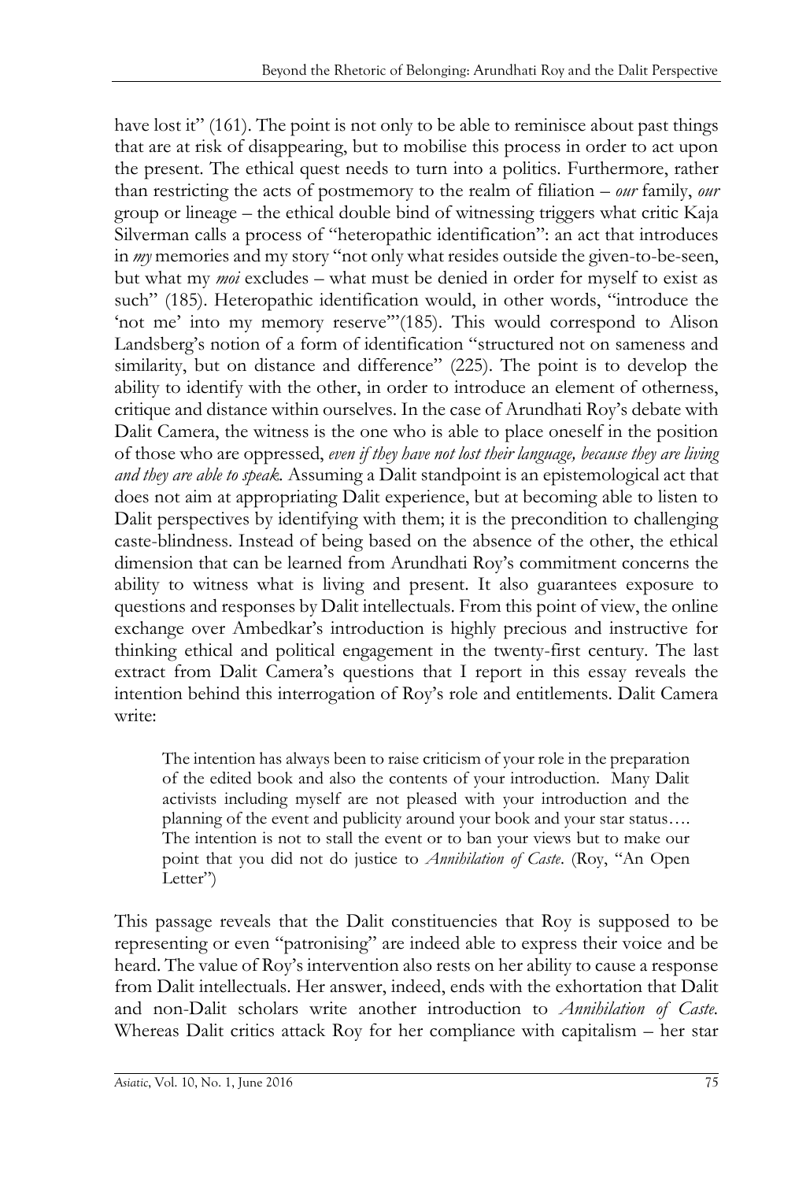have lost it" (161). The point is not only to be able to reminisce about past things that are at risk of disappearing, but to mobilise this process in order to act upon the present. The ethical quest needs to turn into a politics. Furthermore, rather than restricting the acts of postmemory to the realm of filiation – *our* family, *our* group or lineage – the ethical double bind of witnessing triggers what critic Kaja Silverman calls a process of "heteropathic identification": an act that introduces in *my* memories and my story "not only what resides outside the given-to-be-seen, but what my *moi* excludes – what must be denied in order for myself to exist as such" (185). Heteropathic identification would, in other words, "introduce the 'not me' into my memory reserve"'(185). This would correspond to Alison Landsberg's notion of a form of identification "structured not on sameness and similarity, but on distance and difference" (225). The point is to develop the ability to identify with the other, in order to introduce an element of otherness, critique and distance within ourselves. In the case of Arundhati Roy's debate with Dalit Camera, the witness is the one who is able to place oneself in the position of those who are oppressed, *even if they have not lost their language, because they are living and they are able to speak.* Assuming a Dalit standpoint is an epistemological act that does not aim at appropriating Dalit experience, but at becoming able to listen to Dalit perspectives by identifying with them; it is the precondition to challenging caste-blindness. Instead of being based on the absence of the other, the ethical dimension that can be learned from Arundhati Roy's commitment concerns the ability to witness what is living and present. It also guarantees exposure to questions and responses by Dalit intellectuals. From this point of view, the online exchange over Ambedkar's introduction is highly precious and instructive for thinking ethical and political engagement in the twenty-first century. The last extract from Dalit Camera's questions that I report in this essay reveals the intention behind this interrogation of Roy's role and entitlements. Dalit Camera write:

> The intention has always been to raise criticism of your role in the preparation of the edited book and also the contents of your introduction. Many Dalit activists including myself are not pleased with your introduction and the planning of the event and publicity around your book and your star status…. The intention is not to stall the event or to ban your views but to make our point that you did not do justice to *Annihilation of Caste*. (Roy, "An Open Letter")

This passage reveals that the Dalit constituencies that Roy is supposed to be representing or even "patronising" are indeed able to express their voice and be heard. The value of Roy's intervention also rests on her ability to cause a response from Dalit intellectuals. Her answer, indeed, ends with the exhortation that Dalit and non-Dalit scholars write another introduction to *Annihilation of Caste.* Whereas Dalit critics attack Roy for her compliance with capitalism – her star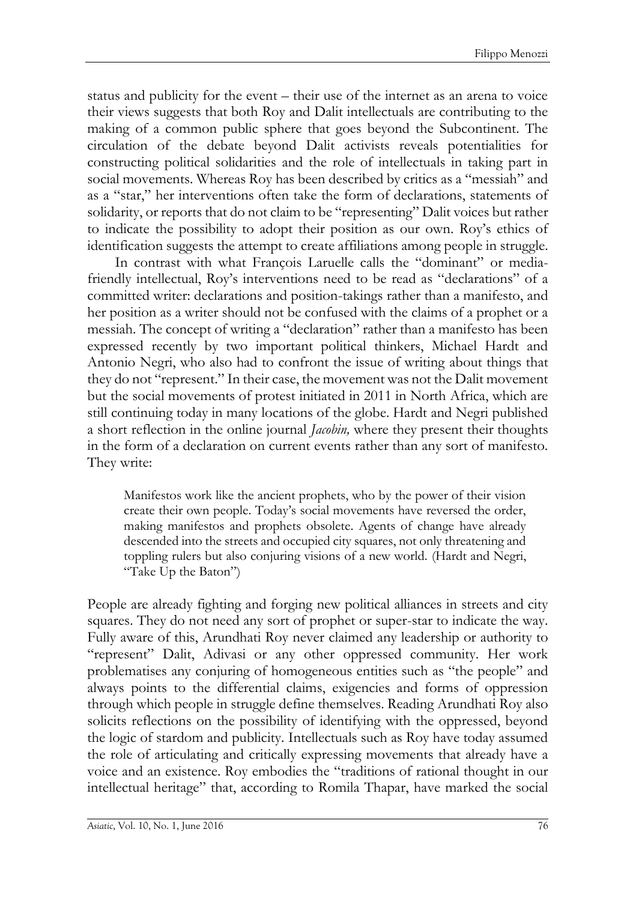status and publicity for the event – their use of the internet as an arena to voice their views suggests that both Roy and Dalit intellectuals are contributing to the making of a common public sphere that goes beyond the Subcontinent. The circulation of the debate beyond Dalit activists reveals potentialities for constructing political solidarities and the role of intellectuals in taking part in social movements. Whereas Roy has been described by critics as a "messiah" and as a "star," her interventions often take the form of declarations, statements of solidarity, or reports that do not claim to be "representing" Dalit voices but rather to indicate the possibility to adopt their position as our own. Roy's ethics of identification suggests the attempt to create affiliations among people in struggle.

In contrast with what François Laruelle calls the "dominant" or media-friendly intellectual, Roy's interventions need to be read as "declarations" of a committed writer: declarations and position-takings rather than a manifesto, and her position as a writer should not be confused with the claims of a prophet or a messiah. The concept of writing a "declaration" rather than a manifesto has been expressed recently by two important political thinkers, Michael Hardt and Antonio Negri, who also had to confront the issue of writing about things that they do not "represent." In their case, the movement was not the Dalit movement but the social movements of protest initiated in 2011 in North Africa, which are still continuing today in many locations of the globe. Hardt and Negri published a short reflection in the online journal *Jacobin,* where they present their thoughts in the form of a declaration on current events rather than any sort of manifesto. They write:

> Manifestos work like the ancient prophets, who by the power of their vision create their own people. Today's social movements have reversed the order, making manifestos and prophets obsolete. Agents of change have already descended into the streets and occupied city squares, not only threatening and toppling rulers but also conjuring visions of a new world. (Hardt and Negri, "Take Up the Baton")

People are already fighting and forging new political alliances in streets and city squares. They do not need any sort of prophet or super-star to indicate the way. Fully aware of this, Arundhati Roy never claimed any leadership or authority to "represent" Dalit, Adivasi or any other oppressed community. Her work problematises any conjuring of homogeneous entities such as "the people" and always points to the differential claims, exigencies and forms of oppression through which people in struggle define themselves. Reading Arundhati Roy also solicits reflections on the possibility of identifying with the oppressed, beyond the logic of stardom and publicity. Intellectuals such as Roy have today assumed the role of articulating and critically expressing movements that already have a voice and an existence. Roy embodies the "traditions of rational thought in our intellectual heritage" that, according to Romila Thapar, have marked the social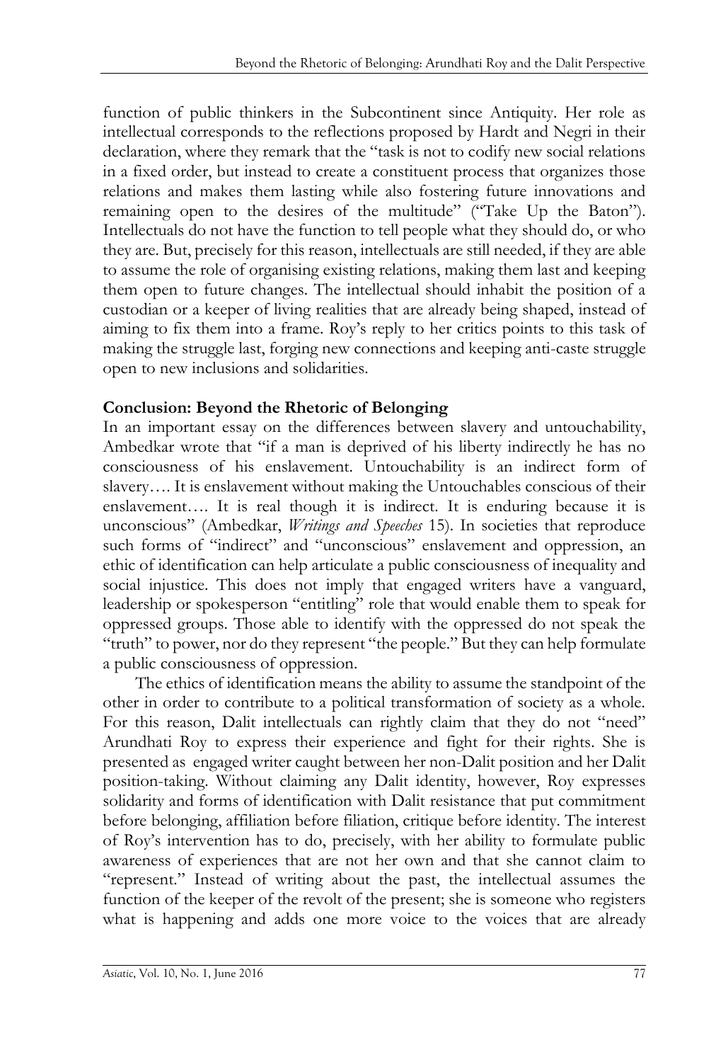function of public thinkers in the Subcontinent since Antiquity. Her role as intellectual corresponds to the reflections proposed by Hardt and Negri in their declaration, where they remark that the "task is not to codify new social relations in a fixed order, but instead to create a constituent process that organizes those relations and makes them lasting while also fostering future innovations and remaining open to the desires of the multitude" ("Take Up the Baton"). Intellectuals do not have the function to tell people what they should do, or who they are. But, precisely for this reason, intellectuals are still needed, if they are able to assume the role of organising existing relations, making them last and keeping them open to future changes. The intellectual should inhabit the position of a custodian or a keeper of living realities that are already being shaped, instead of aiming to fix them into a frame. Roy's reply to her critics points to this task of making the struggle last, forging new connections and keeping anti-caste struggle open to new inclusions and solidarities.

**Conclusion: Beyond the Rhetoric of Belonging**

In an important essay on the differences between slavery and untouchability, Ambedkar wrote that "if a man is deprived of his liberty indirectly he has no consciousness of his enslavement. Untouchability is an indirect form of slavery…. It is enslavement without making the Untouchables conscious of their enslavement…. It is real though it is indirect. It is enduring because it is unconscious" (Ambedkar, *Writings and Speeches* 15). In societies that reproduce such forms of "indirect" and "unconscious" enslavement and oppression, an ethic of identification can help articulate a public consciousness of inequality and social injustice. This does not imply that engaged writers have a vanguard, leadership or spokesperson "entitling" role that would enable them to speak for oppressed groups. Those able to identify with the oppressed do not speak the "truth" to power, nor do they represent "the people." But they can help formulate a public consciousness of oppression.

The ethics of identification means the ability to assume the standpoint of the other in order to contribute to a political transformation of society as a whole. For this reason, Dalit intellectuals can rightly claim that they do not "need" Arundhati Roy to express their experience and fight for their rights. She is presented as engaged writer caught between her non-Dalit position and her Dalit position-taking. Without claiming any Dalit identity, however, Roy expresses solidarity and forms of identification with Dalit resistance that put commitment before belonging, affiliation before filiation, critique before identity. The interest of Roy's intervention has to do, precisely, with her ability to formulate public awareness of experiences that are not her own and that she cannot claim to "represent." Instead of writing about the past, the intellectual assumes the function of the keeper of the revolt of the present; she is someone who registers what is happening and adds one more voice to the voices that are already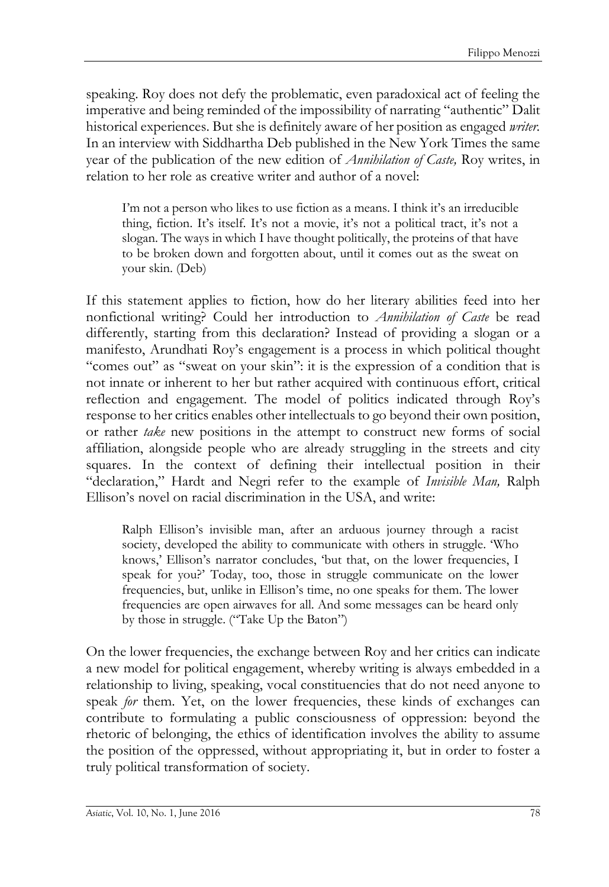speaking. Roy does not defy the problematic, even paradoxical act of feeling the imperative and being reminded of the impossibility of narrating "authentic" Dalit historical experiences. But she is definitely aware of her position as engaged *writer*. In an interview with Siddhartha Deb published in the New York Times the same year of the publication of the new edition of *Annihilation of Caste,* Roy writes, in relation to her role as creative writer and author of a novel:

> I'm not a person who likes to use fiction as a means. I think it's an irreducible thing, fiction. It's itself. It's not a movie, it's not a political tract, it's not a slogan. The ways in which I have thought politically, the proteins of that have to be broken down and forgotten about, until it comes out as the sweat on your skin. (Deb)

If this statement applies to fiction, how do her literary abilities feed into her nonfictional writing? Could her introduction to *Annihilation of Caste* be read differently, starting from this declaration? Instead of providing a slogan or a manifesto, Arundhati Roy's engagement is a process in which political thought "comes out" as "sweat on your skin": it is the expression of a condition that is not innate or inherent to her but rather acquired with continuous effort, critical reflection and engagement. The model of politics indicated through Roy's response to her critics enables other intellectuals to go beyond their own position, or rather *take* new positions in the attempt to construct new forms of social affiliation, alongside people who are already struggling in the streets and city squares. In the context of defining their intellectual position in their "declaration," Hardt and Negri refer to the example of *Invisible Man,* Ralph Ellison's novel on racial discrimination in the USA, and write:

> Ralph Ellison's invisible man, after an arduous journey through a racist society, developed the ability to communicate with others in struggle. 'Who knows,' Ellison's narrator concludes, 'but that, on the lower frequencies, I speak for you?' Today, too, those in struggle communicate on the lower frequencies, but, unlike in Ellison's time, no one speaks for them. The lower frequencies are open airwaves for all. And some messages can be heard only by those in struggle. ("Take Up the Baton")

On the lower frequencies, the exchange between Roy and her critics can indicate a new model for political engagement, whereby writing is always embedded in a relationship to living, speaking, vocal constituencies that do not need anyone to speak *for* them. Yet, on the lower frequencies, these kinds of exchanges can contribute to formulating a public consciousness of oppression: beyond the rhetoric of belonging, the ethics of identification involves the ability to assume the position of the oppressed, without appropriating it, but in order to foster a truly political transformation of society.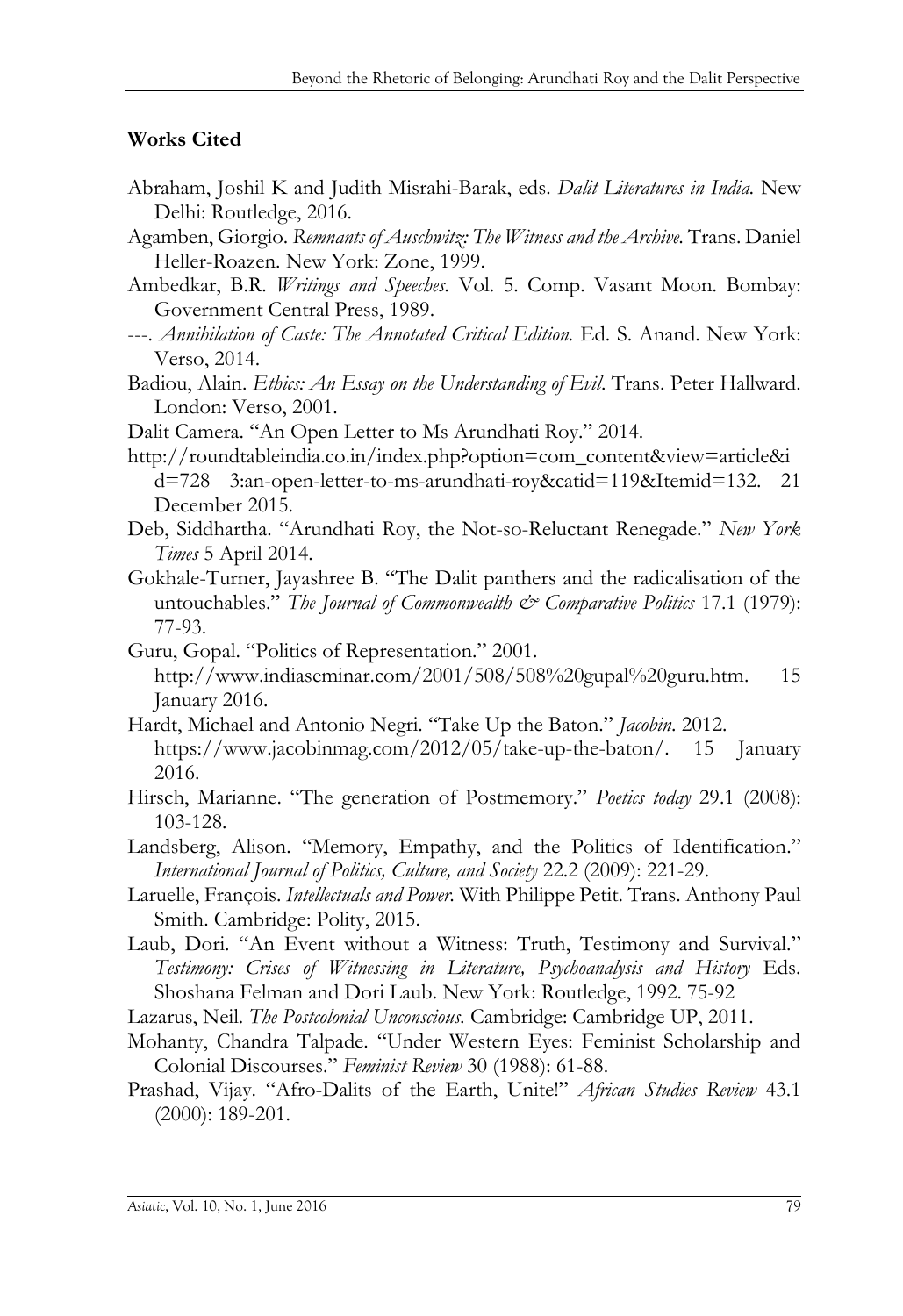**Works Cited**

Abraham, Joshil K and Judith Misrahi-Barak, eds. *Dalit Literatures in India.* New Delhi: Routledge, 2016.

Agamben, Giorgio. *Remnants of Auschwitz: The Witness and the Archive.* Trans. Daniel Heller-Roazen. New York: Zone, 1999.

Ambedkar, B.R. *Writings and Speeches.* Vol. 5. Comp. Vasant Moon. Bombay: Government Central Press, 1989.

---. *Annihilation of Caste: The Annotated Critical Edition.* Ed. S. Anand. New York: Verso, 2014.

Badiou, Alain. *Ethics: An Essay on the Understanding of Evil*. Trans. Peter Hallward. London: Verso, 2001.

Dalit Camera. "An Open Letter to Ms Arundhati Roy." 2014.

http://roundtableindia.co.in/index.php?option=com_content&view=article&id=728 3:an-open-letter-to-ms-arundhati-roy&catid=119&Itemid=132. 21 December 2015.

Deb, Siddhartha. "Arundhati Roy, the Not-so-Reluctant Renegade." *New York Times* 5 April 2014.

Gokhale-Turner, Jayashree B. "The Dalit panthers and the radicalisation of the untouchables." *The Journal of Commonwealth & Comparative Politics* 17.1 (1979): 77-93.

Guru, Gopal. "Politics of Representation." 2001. http://www.indiaseminar.com/2001/508/508%20gupal%20guru.htm. 15 January 2016.

Hardt, Michael and Antonio Negri. "Take Up the Baton." *Jacobin*. 2012. https://www.jacobinmag.com/2012/05/take-up-the-baton/. 15 January 2016.

Hirsch, Marianne. "The generation of Postmemory." *Poetics today* 29.1 (2008): 103-128.

Landsberg, Alison. "Memory, Empathy, and the Politics of Identification." *International Journal of Politics, Culture, and Society* 22.2 (2009): 221-29.

Laruelle, François. *Intellectuals and Power*. With Philippe Petit. Trans. Anthony Paul Smith. Cambridge: Polity, 2015.

Laub, Dori. "An Event without a Witness: Truth, Testimony and Survival." *Testimony: Crises of Witnessing in Literature, Psychoanalysis and History* Eds. Shoshana Felman and Dori Laub. New York: Routledge, 1992. 75-92

Lazarus, Neil. *The Postcolonial Unconscious.* Cambridge: Cambridge UP, 2011.

Mohanty, Chandra Talpade. "Under Western Eyes: Feminist Scholarship and Colonial Discourses." *Feminist Review* 30 (1988): 61-88.

Prashad, Vijay. "Afro-Dalits of the Earth, Unite!" *African Studies Review* 43.1 (2000): 189-201.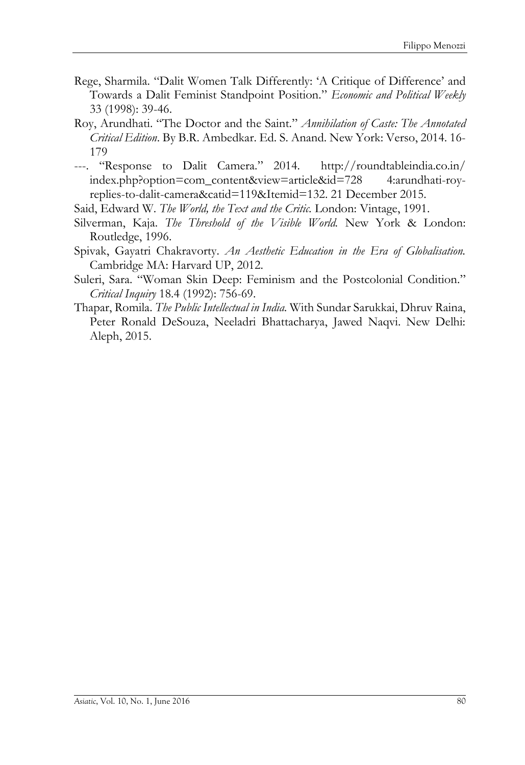Rege, Sharmila. "Dalit Women Talk Differently: 'A Critique of Difference' and Towards a Dalit Feminist Standpoint Position." *Economic and Political Weekly* 33 (1998): 39-46.

Roy, Arundhati. "The Doctor and the Saint." *Annihilation of Caste: The Annotated Critical Edition*. By B.R. Ambedkar. Ed. S. Anand. New York: Verso, 2014. 16-179

---. "Response to Dalit Camera." 2014. http://roundtableindia.co.in/ index.php?option=com_content&view=article&id=728 4:arundhati-roy-replies-to-dalit-camera&catid=119&Itemid=132. 21 December 2015.

Said, Edward W. *The World, the Text and the Critic.* London: Vintage, 1991.

Silverman, Kaja. *The Threshold of the Visible World.* New York & London: Routledge, 1996.

Spivak, Gayatri Chakravorty. *An Aesthetic Education in the Era of Globalisation.* Cambridge MA: Harvard UP, 2012.

Suleri, Sara. "Woman Skin Deep: Feminism and the Postcolonial Condition." *Critical Inquiry* 18.4 (1992): 756-69.

Thapar, Romila. *The Public Intellectual in India.* With Sundar Sarukkai, Dhruv Raina, Peter Ronald DeSouza, Neeladri Bhattacharya, Jawed Naqvi. New Delhi: Aleph, 2015.